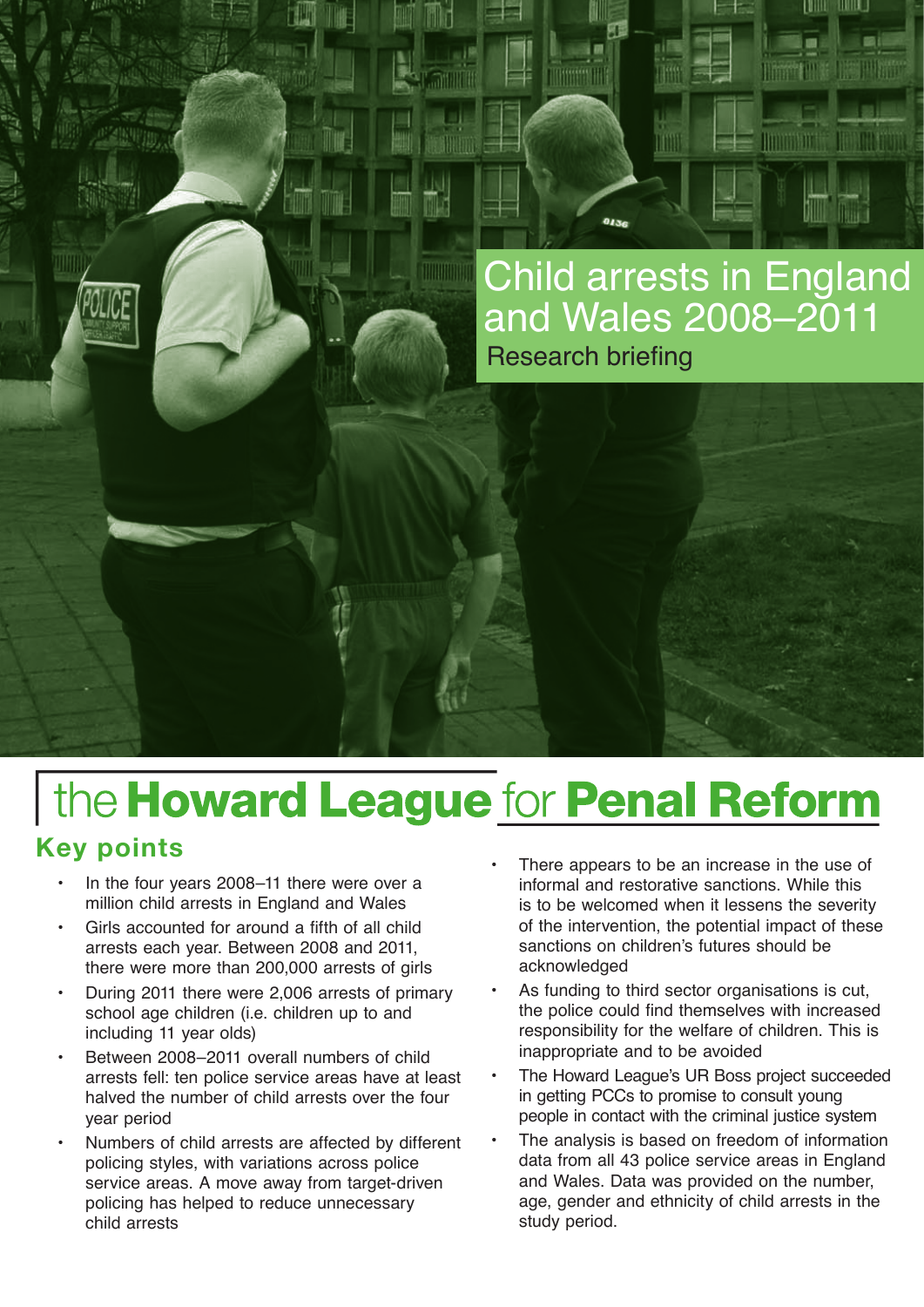# Child arrests in England and Wales 2008–2011

Research briefing

the **Howard League** for **Penal Reform**

## Key points

- In the four years 2008–11 there were over a million child arrests in England and Wales
- Girls accounted for around a fifth of all child arrests each year. Between 2008 and 2011, there were more than 200,000 arrests of girls
- During 2011 there were 2,006 arrests of primary school age children (i.e. children up to and including 11 year olds)
- Between 2008–2011 overall numbers of child arrests fell: ten police service areas have at least halved the number of child arrests over the four year period
- Numbers of child arrests are affected by different policing styles, with variations across police service areas. A move away from target-driven policing has helped to reduce unnecessary child arrests
- There appears to be an increase in the use of informal and restorative sanctions. While this is to be welcomed when it lessens the severity of the intervention, the potential impact of these sanctions on children's futures should be acknowledged
- As funding to third sector organisations is cut, the police could find themselves with increased responsibility for the welfare of children. This is inappropriate and to be avoided
- The Howard League's UR Boss project succeeded in getting PCCs to promise to consult young people in contact with the criminal justice system
- The analysis is based on freedom of information data from all 43 police service areas in England and Wales. Data was provided on the number, age, gender and ethnicity of child arrests in the study period.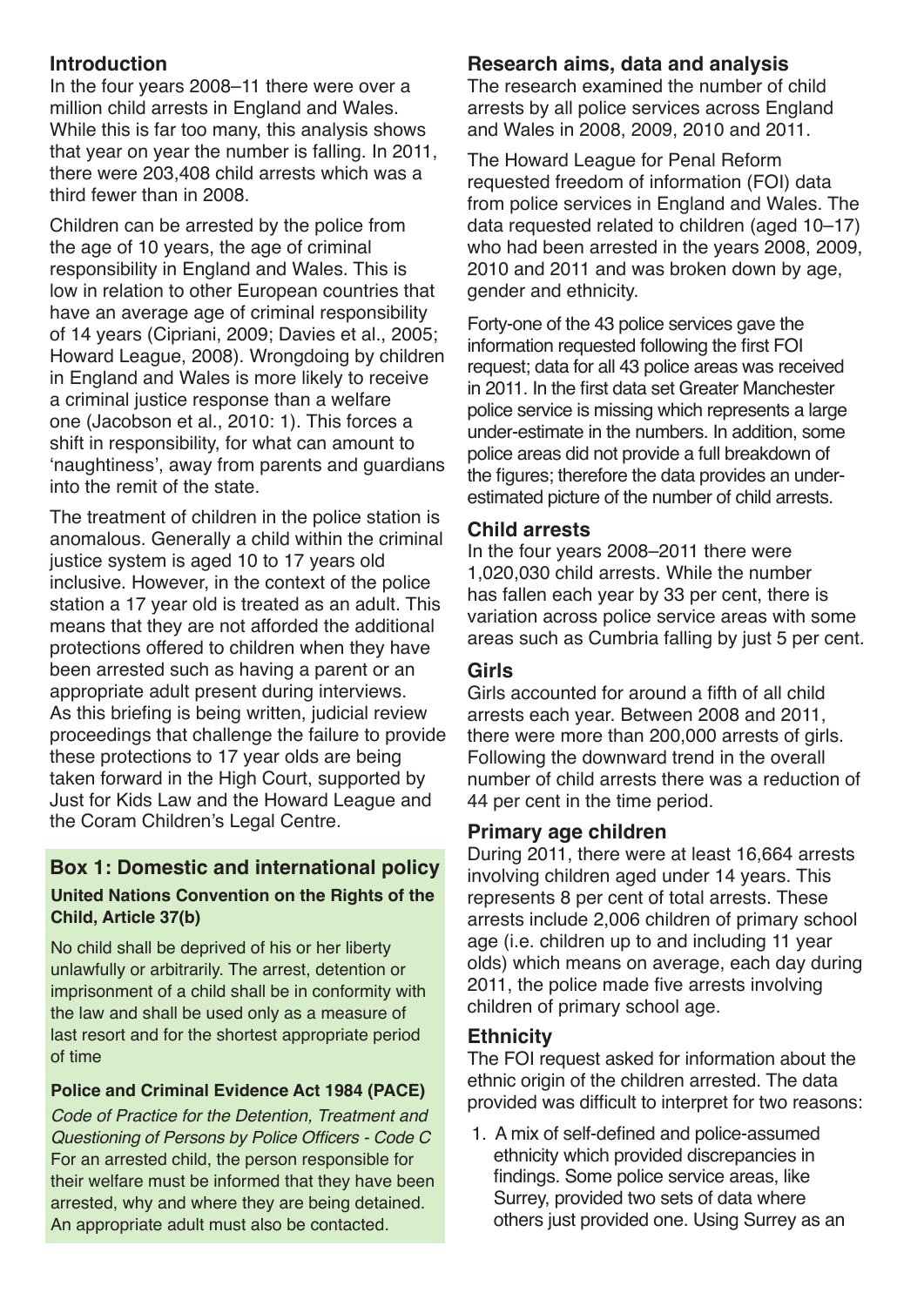## Introduction

In the four years 2008–11 there were over a million child arrests in England and Wales. While this is far too many, this analysis shows that year on year the number is falling. In 2011, there were 203,408 child arrests which was a third fewer than in 2008.

Children can be arrested by the police from the age of 10 years, the age of criminal responsibility in England and Wales. This is low in relation to other European countries that have an average age of criminal responsibility of 14 years (Cipriani, 2009; Davies et al., 2005; Howard League, 2008). Wrongdoing by children in England and Wales is more likely to receive a criminal justice response than a welfare one (Jacobson et al., 2010: 1). This forces a shift in responsibility, for what can amount to 'naughtiness', away from parents and guardians into the remit of the state.

The treatment of children in the police station is anomalous. Generally a child within the criminal justice system is aged 10 to 17 years old inclusive. However, in the context of the police station a 17 year old is treated as an adult. This means that they are not afforded the additional protections offered to children when they have been arrested such as having a parent or an appropriate adult present during interviews. As this briefing is being written, judicial review proceedings that challenge the failure to provide these protections to 17 year olds are being taken forward in the High Court, supported by Just for Kids Law and the Howard League and the Coram Children's Legal Centre.

### Box 1: Domestic and international policy

**United Nations Convention on the Rights of the Child, Article 37(b)**

No child shall be deprived of his or her liberty unlawfully or arbitrarily. The arrest, detention or imprisonment of a child shall be in conformity with the law and shall be used only as a measure of last resort and for the shortest appropriate period of time

**Police and Criminal Evidence Act 1984 (PACE)**

*Code of Practice for the Detention, Treatment and Questioning of Persons by Police Officers - Code C*
For an arrested child, the person responsible for their welfare must be informed that they have been arrested, why and where they are being detained. An appropriate adult must also be contacted.

## Research aims, data and analysis

The research examined the number of child arrests by all police services across England and Wales in 2008, 2009, 2010 and 2011.

The Howard League for Penal Reform requested freedom of information (FOI) data from police services in England and Wales. The data requested related to children (aged 10–17) who had been arrested in the years 2008, 2009, 2010 and 2011 and was broken down by age, gender and ethnicity.

Forty-one of the 43 police services gave the information requested following the first FOI request; data for all 43 police areas was received in 2011. In the first data set Greater Manchester police service is missing which represents a large under-estimate in the numbers. In addition, some police areas did not provide a full breakdown of the figures; therefore the data provides an under-estimated picture of the number of child arrests.

## Child arrests

In the four years 2008–2011 there were 1,020,030 child arrests. While the number has fallen each year by 33 per cent, there is variation across police service areas with some areas such as Cumbria falling by just 5 per cent.

## Girls

Girls accounted for around a fifth of all child arrests each year. Between 2008 and 2011, there were more than 200,000 arrests of girls. Following the downward trend in the overall number of child arrests there was a reduction of 44 per cent in the time period.

## Primary age children

During 2011, there were at least 16,664 arrests involving children aged under 14 years. This represents 8 per cent of total arrests. These arrests include 2,006 children of primary school age (i.e. children up to and including 11 year olds) which means on average, each day during 2011, the police made five arrests involving children of primary school age.

## Ethnicity

The FOI request asked for information about the ethnic origin of the children arrested. The data provided was difficult to interpret for two reasons:

1. A mix of self-defined and police-assumed ethnicity which provided discrepancies in findings. Some police service areas, like Surrey, provided two sets of data where others just provided one. Using Surrey as an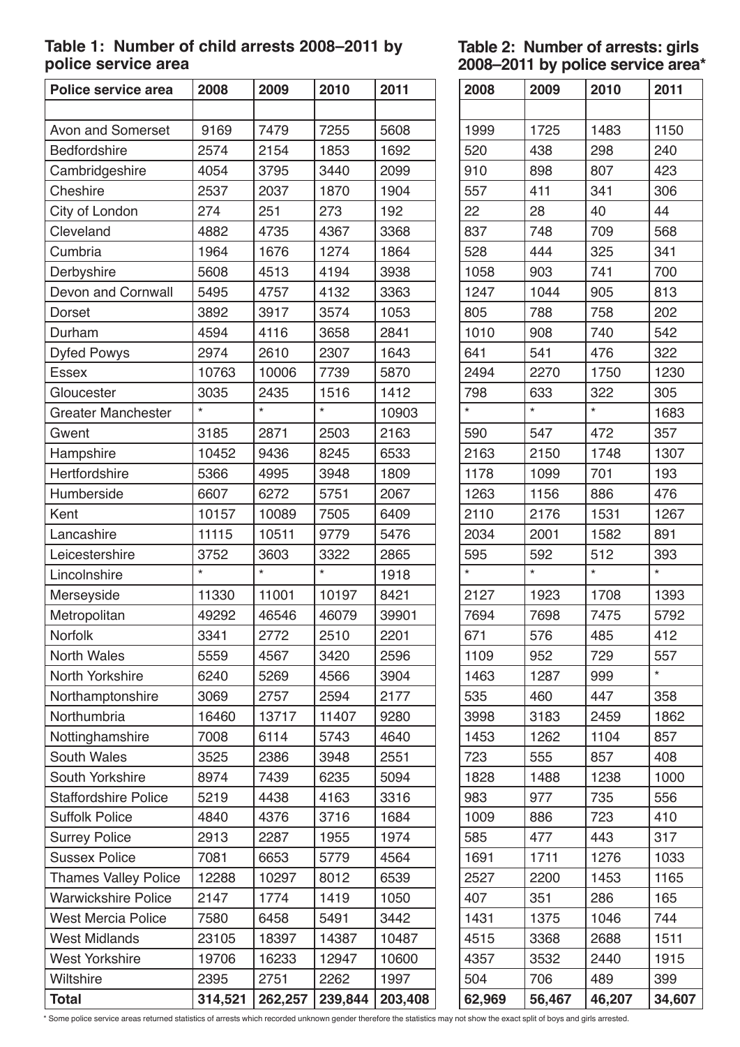**Table 1: Number of child arrests 2008–2011 by police service area**

| Police service area | 2008 | 2009 | 2010 | 2011 |
|---|---|---|---|---|
| | | | | |
| Avon and Somerset | 9169 | 7479 | 7255 | 5608 |
| Bedfordshire | 2574 | 2154 | 1853 | 1692 |
| Cambridgeshire | 4054 | 3795 | 3440 | 2099 |
| Cheshire | 2537 | 2037 | 1870 | 1904 |
| City of London | 274 | 251 | 273 | 192 |
| Cleveland | 4882 | 4735 | 4367 | 3368 |
| Cumbria | 1964 | 1676 | 1274 | 1864 |
| Derbyshire | 5608 | 4513 | 4194 | 3938 |
| Devon and Cornwall | 5495 | 4757 | 4132 | 3363 |
| Dorset | 3892 | 3917 | 3574 | 1053 |
| Durham | 4594 | 4116 | 3658 | 2841 |
| Dyfed Powys | 2974 | 2610 | 2307 | 1643 |
| Essex | 10763 | 10006 | 7739 | 5870 |
| Gloucester | 3035 | 2435 | 1516 | 1412 |
| Greater Manchester | * | * | * | 10903 |
| Gwent | 3185 | 2871 | 2503 | 2163 |
| Hampshire | 10452 | 9436 | 8245 | 6533 |
| Hertfordshire | 5366 | 4995 | 3948 | 1809 |
| Humberside | 6607 | 6272 | 5751 | 2067 |
| Kent | 10157 | 10089 | 7505 | 6409 |
| Lancashire | 11115 | 10511 | 9779 | 5476 |
| Leicestershire | 3752 | 3603 | 3322 | 2865 |
| Lincolnshire | * | * | * | 1918 |
| Merseyside | 11330 | 11001 | 10197 | 8421 |
| Metropolitan | 49292 | 46546 | 46079 | 39901 |
| Norfolk | 3341 | 2772 | 2510 | 2201 |
| North Wales | 5559 | 4567 | 3420 | 2596 |
| North Yorkshire | 6240 | 5269 | 4566 | 3904 |
| Northamptonshire | 3069 | 2757 | 2594 | 2177 |
| Northumbria | 16460 | 13717 | 11407 | 9280 |
| Nottinghamshire | 7008 | 6114 | 5743 | 4640 |
| South Wales | 3525 | 2386 | 3948 | 2551 |
| South Yorkshire | 8974 | 7439 | 6235 | 5094 |
| Staffordshire Police | 5219 | 4438 | 4163 | 3316 |
| Suffolk Police | 4840 | 4376 | 3716 | 1684 |
| Surrey Police | 2913 | 2287 | 1955 | 1974 |
| Sussex Police | 7081 | 6653 | 5779 | 4564 |
| Thames Valley Police | 12288 | 10297 | 8012 | 6539 |
| Warwickshire Police | 2147 | 1774 | 1419 | 1050 |
| West Mercia Police | 7580 | 6458 | 5491 | 3442 |
| West Midlands | 23105 | 18397 | 14387 | 10487 |
| West Yorkshire | 19706 | 16233 | 12947 | 10600 |
| Wiltshire | 2395 | 2751 | 2262 | 1997 |
| **Total** | **314,521** | **262,257** | **239,844** | **203,408** |

**Table 2: Number of arrests: girls 2008–2011 by police service area***

| Police service area | 2008 | 2009 | 2010 | 2011 |
|---|---|---|---|---|
| | | | | |
| Avon and Somerset | 1999 | 1725 | 1483 | 1150 |
| Bedfordshire | 520 | 438 | 298 | 240 |
| Cambridgeshire | 910 | 898 | 807 | 423 |
| Cheshire | 557 | 411 | 341 | 306 |
| City of London | 22 | 28 | 40 | 44 |
| Cleveland | 837 | 748 | 709 | 568 |
| Cumbria | 528 | 444 | 325 | 341 |
| Derbyshire | 1058 | 903 | 741 | 700 |
| Devon and Cornwall | 1247 | 1044 | 905 | 813 |
| Dorset | 805 | 788 | 758 | 202 |
| Durham | 1010 | 908 | 740 | 542 |
| Dyfed Powys | 641 | 541 | 476 | 322 |
| Essex | 2494 | 2270 | 1750 | 1230 |
| Gloucester | 798 | 633 | 322 | 305 |
| Greater Manchester | * | * | * | 1683 |
| Gwent | 590 | 547 | 472 | 357 |
| Hampshire | 2163 | 2150 | 1748 | 1307 |
| Hertfordshire | 1178 | 1099 | 701 | 193 |
| Humberside | 1263 | 1156 | 886 | 476 |
| Kent | 2110 | 2176 | 1531 | 1267 |
| Lancashire | 2034 | 2001 | 1582 | 891 |
| Leicestershire | 595 | 592 | 512 | 393 |
| Lincolnshire | * | * | * | * |
| Merseyside | 2127 | 1923 | 1708 | 1393 |
| Metropolitan | 7694 | 7698 | 7475 | 5792 |
| Norfolk | 671 | 576 | 485 | 412 |
| North Wales | 1109 | 952 | 729 | 557 |
| North Yorkshire | 1463 | 1287 | 999 | * |
| Northamptonshire | 535 | 460 | 447 | 358 |
| Northumbria | 3998 | 3183 | 2459 | 1862 |
| Nottinghamshire | 1453 | 1262 | 1104 | 857 |
| South Wales | 723 | 555 | 857 | 408 |
| South Yorkshire | 1828 | 1488 | 1238 | 1000 |
| Staffordshire Police | 983 | 977 | 735 | 556 |
| Suffolk Police | 1009 | 886 | 723 | 410 |
| Surrey Police | 585 | 477 | 443 | 317 |
| Sussex Police | 1691 | 1711 | 1276 | 1033 |
| Thames Valley Police | 2527 | 2200 | 1453 | 1165 |
| Warwickshire Police | 407 | 351 | 286 | 165 |
| West Mercia Police | 1431 | 1375 | 1046 | 744 |
| West Midlands | 4515 | 3368 | 2688 | 1511 |
| West Yorkshire | 4357 | 3532 | 2440 | 1915 |
| Wiltshire | 504 | 706 | 489 | 399 |
| **Total** | **62,969** | **56,467** | **46,207** | **34,607** |

\* Some police service areas returned statistics of arrests which recorded unknown gender therefore the statistics may not show the exact split of boys and girls arrested.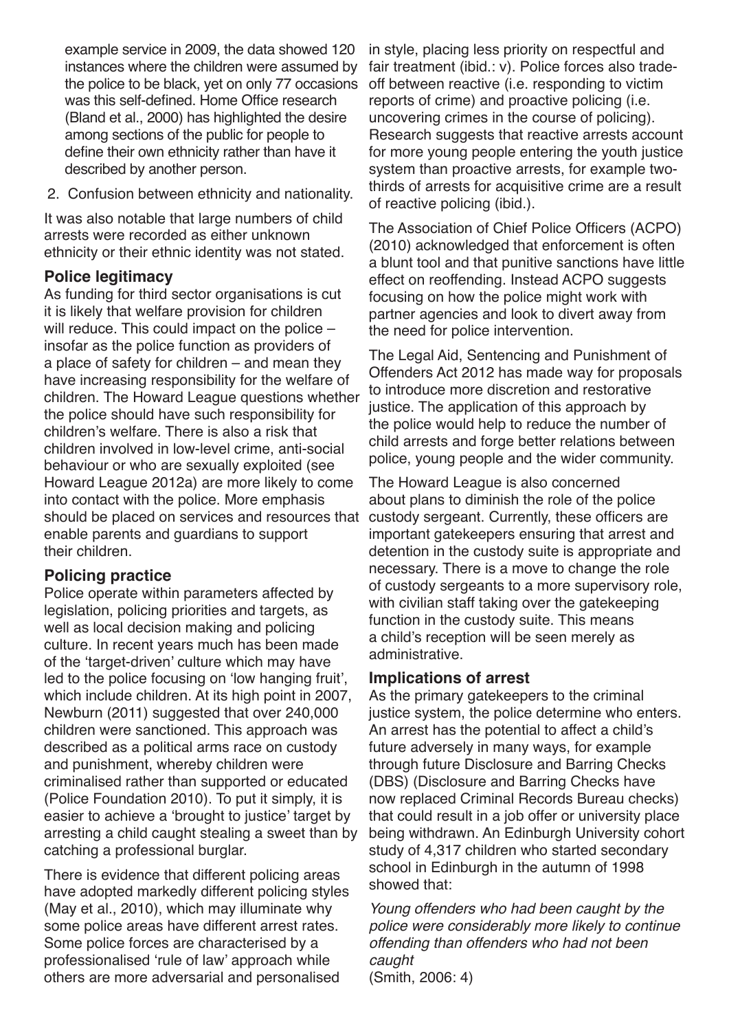example service in 2009, the data showed 120 instances where the children were assumed by the police to be black, yet on only 77 occasions was this self-defined. Home Office research (Bland et al., 2000) has highlighted the desire among sections of the public for people to define their own ethnicity rather than have it described by another person.

2. Confusion between ethnicity and nationality.

It was also notable that large numbers of child arrests were recorded as either unknown ethnicity or their ethnic identity was not stated.

### Police legitimacy

As funding for third sector organisations is cut it is likely that welfare provision for children will reduce. This could impact on the police – insofar as the police function as providers of a place of safety for children – and mean they have increasing responsibility for the welfare of children. The Howard League questions whether the police should have such responsibility for children's welfare. There is also a risk that children involved in low-level crime, anti-social behaviour or who are sexually exploited (see Howard League 2012a) are more likely to come into contact with the police. More emphasis should be placed on services and resources that enable parents and guardians to support their children.

### Policing practice

Police operate within parameters affected by legislation, policing priorities and targets, as well as local decision making and policing culture. In recent years much has been made of the 'target-driven' culture which may have led to the police focusing on 'low hanging fruit', which include children. At its high point in 2007, Newburn (2011) suggested that over 240,000 children were sanctioned. This approach was described as a political arms race on custody and punishment, whereby children were criminalised rather than supported or educated (Police Foundation 2010). To put it simply, it is easier to achieve a 'brought to justice' target by arresting a child caught stealing a sweet than by catching a professional burglar.

There is evidence that different policing areas have adopted markedly different policing styles (May et al., 2010), which may illuminate why some police areas have different arrest rates. Some police forces are characterised by a professionalised 'rule of law' approach while others are more adversarial and personalised in style, placing less priority on respectful and fair treatment (ibid.: v). Police forces also trade-off between reactive (i.e. responding to victim reports of crime) and proactive policing (i.e. uncovering crimes in the course of policing). Research suggests that reactive arrests account for more young people entering the youth justice system than proactive arrests, for example two-thirds of arrests for acquisitive crime are a result of reactive policing (ibid.).

The Association of Chief Police Officers (ACPO) (2010) acknowledged that enforcement is often a blunt tool and that punitive sanctions have little effect on reoffending. Instead ACPO suggests focusing on how the police might work with partner agencies and look to divert away from the need for police intervention.

The Legal Aid, Sentencing and Punishment of Offenders Act 2012 has made way for proposals to introduce more discretion and restorative justice. The application of this approach by the police would help to reduce the number of child arrests and forge better relations between police, young people and the wider community.

The Howard League is also concerned about plans to diminish the role of the police custody sergeant. Currently, these officers are important gatekeepers ensuring that arrest and detention in the custody suite is appropriate and necessary. There is a move to change the role of custody sergeants to a more supervisory role, with civilian staff taking over the gatekeeping function in the custody suite. This means a child's reception will be seen merely as administrative.

### Implications of arrest

As the primary gatekeepers to the criminal justice system, the police determine who enters. An arrest has the potential to affect a child's future adversely in many ways, for example through future Disclosure and Barring Checks (DBS) (Disclosure and Barring Checks have now replaced Criminal Records Bureau checks) that could result in a job offer or university place being withdrawn. An Edinburgh University cohort study of 4,317 children who started secondary school in Edinburgh in the autumn of 1998 showed that:

*Young offenders who had been caught by the police were considerably more likely to continue offending than offenders who had not been caught*
(Smith, 2006: 4)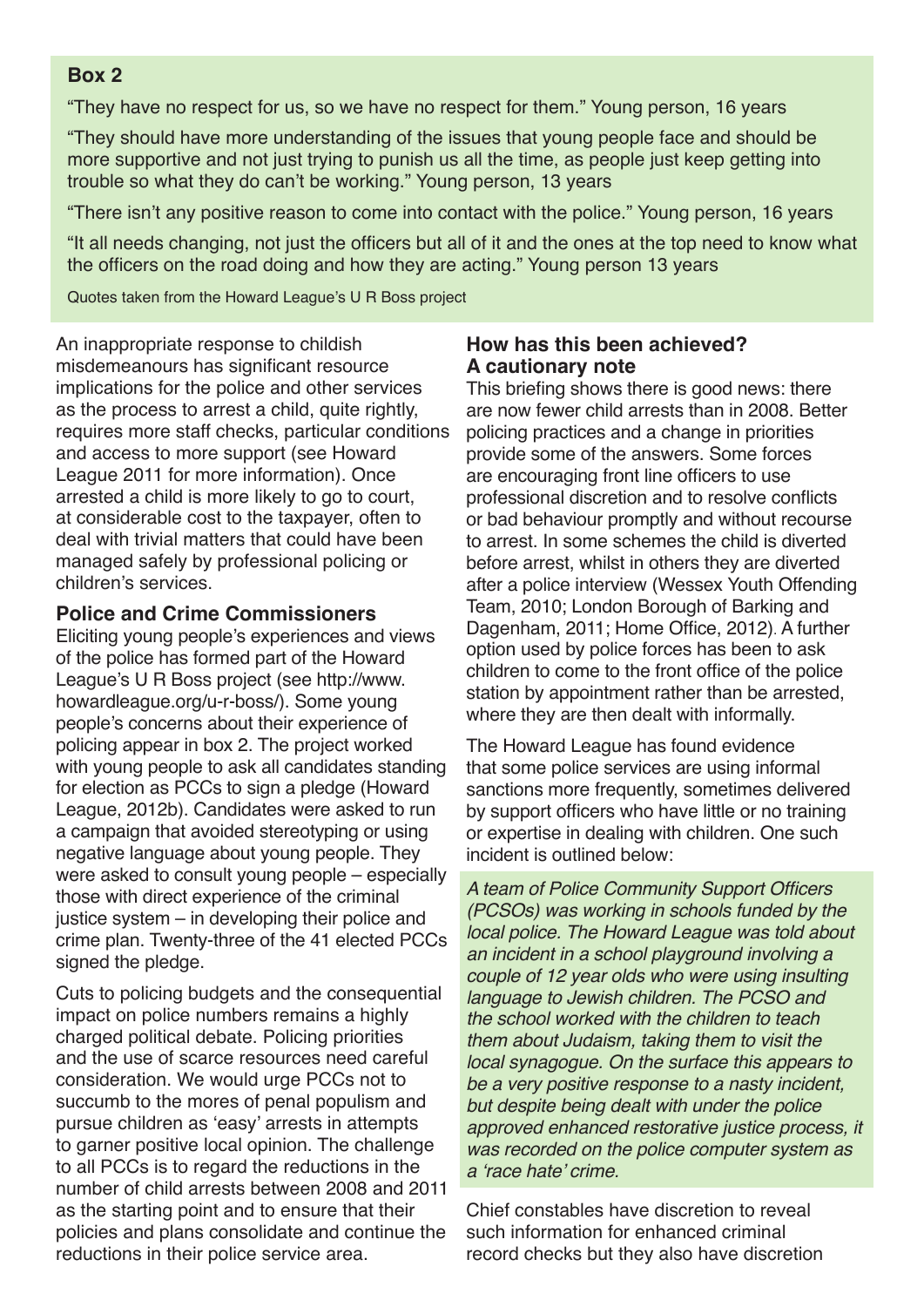**Box 2**

"They have no respect for us, so we have no respect for them." Young person, 16 years

"They should have more understanding of the issues that young people face and should be more supportive and not just trying to punish us all the time, as people just keep getting into trouble so what they do can't be working." Young person, 13 years

"There isn't any positive reason to come into contact with the police." Young person, 16 years

"It all needs changing, not just the officers but all of it and the ones at the top need to know what the officers on the road doing and how they are acting." Young person 13 years

Quotes taken from the Howard League's U R Boss project

An inappropriate response to childish misdemeanours has significant resource implications for the police and other services as the process to arrest a child, quite rightly, requires more staff checks, particular conditions and access to more support (see Howard League 2011 for more information). Once arrested a child is more likely to go to court, at considerable cost to the taxpayer, often to deal with trivial matters that could have been managed safely by professional policing or children's services.

### Police and Crime Commissioners

Eliciting young people's experiences and views of the police has formed part of the Howard League's U R Boss project (see http://www.howardleague.org/u-r-boss/). Some young people's concerns about their experience of policing appear in box 2. The project worked with young people to ask all candidates standing for election as PCCs to sign a pledge (Howard League, 2012b). Candidates were asked to run a campaign that avoided stereotyping or using negative language about young people. They were asked to consult young people – especially those with direct experience of the criminal justice system – in developing their police and crime plan. Twenty-three of the 41 elected PCCs signed the pledge.

Cuts to policing budgets and the consequential impact on police numbers remains a highly charged political debate. Policing priorities and the use of scarce resources need careful consideration. We would urge PCCs not to succumb to the mores of penal populism and pursue children as 'easy' arrests in attempts to garner positive local opinion. The challenge to all PCCs is to regard the reductions in the number of child arrests between 2008 and 2011 as the starting point and to ensure that their policies and plans consolidate and continue the reductions in their police service area.

### How has this been achieved? A cautionary note

This briefing shows there is good news: there are now fewer child arrests than in 2008. Better policing practices and a change in priorities provide some of the answers. Some forces are encouraging front line officers to use professional discretion and to resolve conflicts or bad behaviour promptly and without recourse to arrest. In some schemes the child is diverted before arrest, whilst in others they are diverted after a police interview (Wessex Youth Offending Team, 2010; London Borough of Barking and Dagenham, 2011; Home Office, 2012). A further option used by police forces has been to ask children to come to the front office of the police station by appointment rather than be arrested, where they are then dealt with informally.

The Howard League has found evidence that some police services are using informal sanctions more frequently, sometimes delivered by support officers who have little or no training or expertise in dealing with children. One such incident is outlined below:

*A team of Police Community Support Officers (PCSOs) was working in schools funded by the local police. The Howard League was told about an incident in a school playground involving a couple of 12 year olds who were using insulting language to Jewish children. The PCSO and the school worked with the children to teach them about Judaism, taking them to visit the local synagogue. On the surface this appears to be a very positive response to a nasty incident, but despite being dealt with under the police approved enhanced restorative justice process, it was recorded on the police computer system as a 'race hate' crime.*

Chief constables have discretion to reveal such information for enhanced criminal record checks but they also have discretion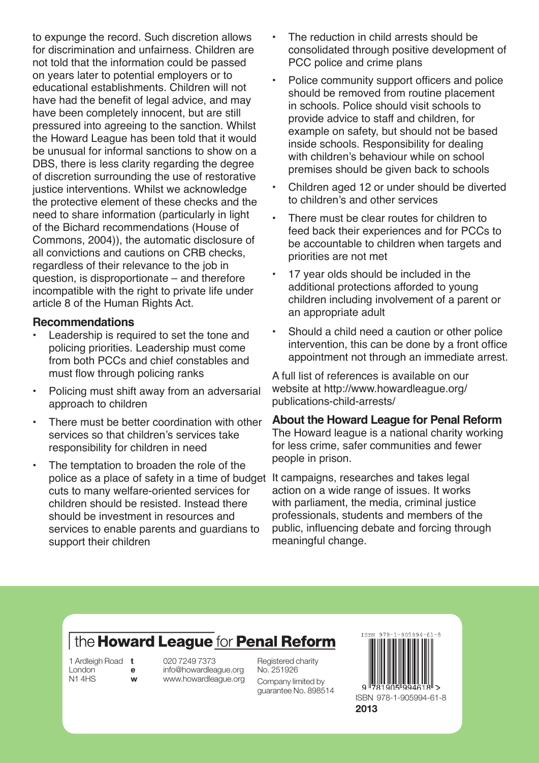to expunge the record. Such discretion allows for discrimination and unfairness. Children are not told that the information could be passed on years later to potential employers or to educational establishments. Children will not have had the benefit of legal advice, and may have been completely innocent, but are still pressured into agreeing to the sanction. Whilst the Howard League has been told that it would be unusual for informal sanctions to show on a DBS, there is less clarity regarding the degree of discretion surrounding the use of restorative justice interventions. Whilst we acknowledge the protective element of these checks and the need to share information (particularly in light of the Bichard recommendations (House of Commons, 2004)), the automatic disclosure of all convictions and cautions on CRB checks, regardless of their relevance to the job in question, is disproportionate – and therefore incompatible with the right to private life under article 8 of the Human Rights Act.

### Recommendations

- Leadership is required to set the tone and policing priorities. Leadership must come from both PCCs and chief constables and must flow through policing ranks
- Policing must shift away from an adversarial approach to children
- There must be better coordination with other services so that children's services take responsibility for children in need
- The temptation to broaden the role of the police as a place of safety in a time of budget cuts to many welfare-oriented services for children should be resisted. Instead there should be investment in resources and services to enable parents and guardians to support their children
- The reduction in child arrests should be consolidated through positive development of PCC police and crime plans
- Police community support officers and police should be removed from routine placement in schools. Police should visit schools to provide advice to staff and children, for example on safety, but should not be based inside schools. Responsibility for dealing with children's behaviour while on school premises should be given back to schools
- Children aged 12 or under should be diverted to children's and other services
- There must be clear routes for children to feed back their experiences and for PCCs to be accountable to children when targets and priorities are not met
- 17 year olds should be included in the additional protections afforded to young children including involvement of a parent or an appropriate adult
- Should a child need a caution or other police intervention, this can be done by a front office appointment not through an immediate arrest.

A full list of references is available on our website at http://www.howardleague.org/publications-child-arrests/

### About the Howard League for Penal Reform

The Howard league is a national charity working for less crime, safer communities and fewer people in prison.

It campaigns, researches and takes legal action on a wide range of issues. It works with parliament, the media, criminal justice professionals, students and members of the public, influencing debate and forcing through meaningful change.

the **Howard League** for **Penal Reform**

1 Ardleigh Road
London
N1 4HS

**t** 020 7249 7373
**e** info@howardleague.org
**w** www.howardleague.org

Registered charity No. 251926

Company limited by guarantee No. 898514

ISBN 978-1-905994-61-8

**2013**